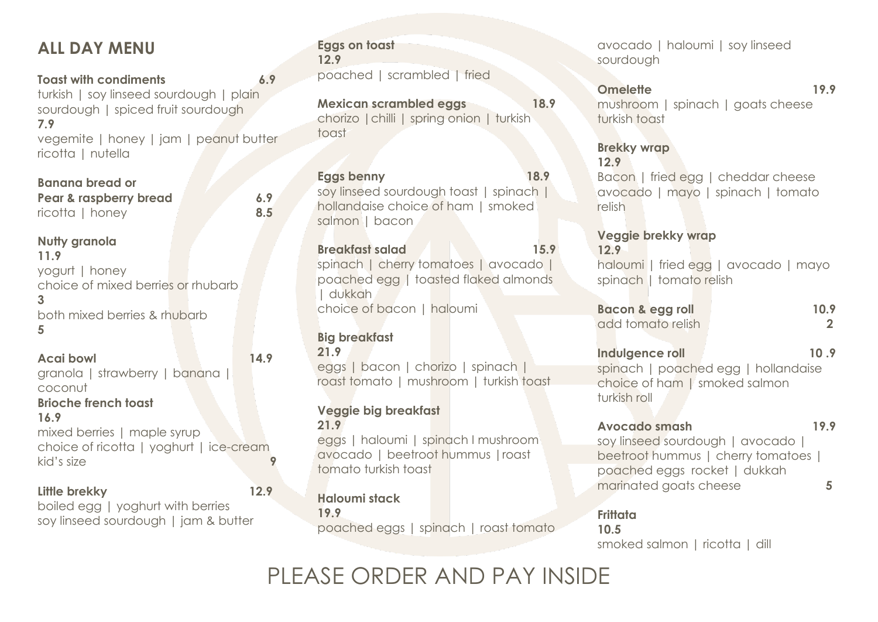## ALL DAY MENU

**Toast with condiments** **6.9**
turkish | soy linseed sourdough | plain sourdough | spiced fruit sourdough
**7.9**
vegemite | honey | jam | peanut butter ricotta | nutella

**Banana bread or**
**Pear & raspberry bread** **6.9**
ricotta | honey **8.5**

**Nutty granola**
**11.9**
yogurt | honey
choice of mixed berries or rhubarb
**3**
both mixed berries & rhubarb
**5**

**Acai bowl** **14.9**
granola | strawberry | banana | coconut

**Brioche french toast**
**16.9**
mixed berries | maple syrup
choice of ricotta | yoghurt | ice-cream
kid's size **9**

**Little brekky** **12.9**
boiled egg | yoghurt with berries
soy linseed sourdough | jam & butter

**Eggs on toast**
**12.9**
poached | scrambled | fried

**Mexican scrambled eggs** **18.9**
chorizo | chilli | spring onion | turkish toast

**Eggs benny** **18.9**
soy linseed sourdough toast | spinach | hollandaise choice of ham | smoked salmon | bacon

**Breakfast salad** **15.9**
spinach | cherry tomatoes | avocado | poached egg | toasted flaked almonds | dukkah
choice of bacon | haloumi

**Big breakfast**
**21.9**
eggs | bacon | chorizo | spinach | roast tomato | mushroom | turkish toast

**Veggie big breakfast**
**21.9**
eggs | haloumi | spinach I mushroom avocado | beetroot hummus | roast tomato turkish toast

**Haloumi stack**
**19.9**
poached eggs | spinach | roast tomato avocado | haloumi | soy linseed sourdough

**Omelette** **19.9**
mushroom | spinach | goats cheese turkish toast

**Brekky wrap**
**12.9**
Bacon | fried egg | cheddar cheese avocado | mayo | spinach | tomato relish

**Veggie brekky wrap**
**12.9**
haloumi | fried egg | avocado | mayo spinach | tomato relish

**Bacon & egg roll** **10.9**
add tomato relish **2**

**Indulgence roll** **10 .9**
spinach | poached egg | hollandaise
choice of ham | smoked salmon
turkish roll

**Avocado smash** **19.9**
soy linseed sourdough | avocado | beetroot hummus | cherry tomatoes | poached eggs rocket | dukkah
marinated goats cheese **5**

**Frittata**
**10.5**
smoked salmon | ricotta | dill

PLEASE ORDER AND PAY INSIDE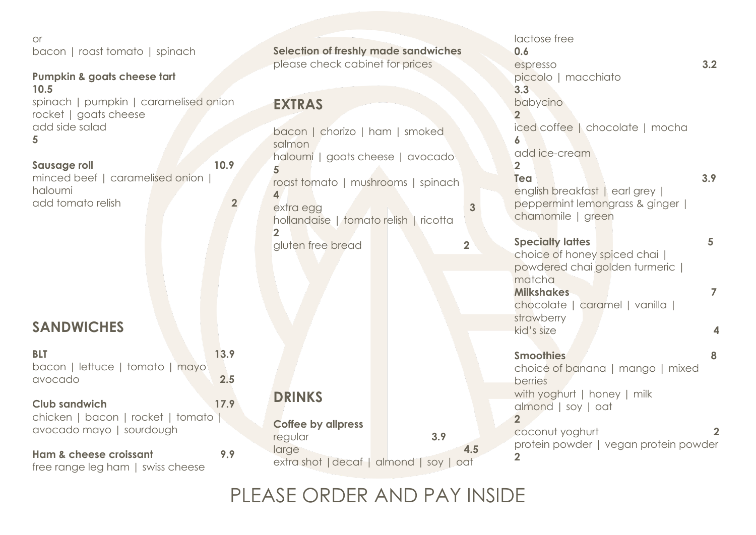or
bacon | roast tomato | spinach

**Pumpkin & goats cheese tart**
**10.5**
spinach | pumpkin | caramelised onion
rocket | goats cheese
add side salad
**5**

**Sausage roll** **10.9**
minced beef | caramelised onion | haloumi
add tomato relish **2**

## SANDWICHES

**BLT** **13.9**
bacon | lettuce | tomato | mayo
avocado **2.5**

**Club sandwich** **17.9**
chicken | bacon | rocket | tomato |
avocado mayo | sourdough

**Ham & cheese croissant** **9.9**
free range leg ham | swiss cheese

**Selection of freshly made sandwiches**
please check cabinet for prices

## EXTRAS

bacon | chorizo | ham | smoked salmon
haloumi | goats cheese | avocado
**5**
roast tomato | mushrooms | spinach
**4**
extra egg **3**
hollandaise | tomato relish | ricotta
**2**
gluten free bread **2**

## DRINKS

**Coffee by allpress**
regular **3.9**
large **4.5**
extra shot | decaf | almond | soy | oat
lactose free
**0.6**
espresso **3.2**
piccolo | macchiato
**3.3**
babycino
**2**
iced coffee | chocolate | mocha
**6**
add ice-cream
**2**

**Tea** **3.9**
english breakfast | earl grey |
peppermint lemongrass & ginger |
chamomile | green

**Specialty lattes** **5**
choice of honey spiced chai |
powdered chai golden turmeric |
matcha

**Milkshakes** **7**
chocolate | caramel | vanilla |
strawberry
kid's size **4**

**Smoothies** **8**
choice of banana | mango | mixed berries
with yoghurt | honey | milk
almond | soy | oat
**2**
coconut yoghurt **2**
protein powder | vegan protein powder
**2**

PLEASE ORDER AND PAY INSIDE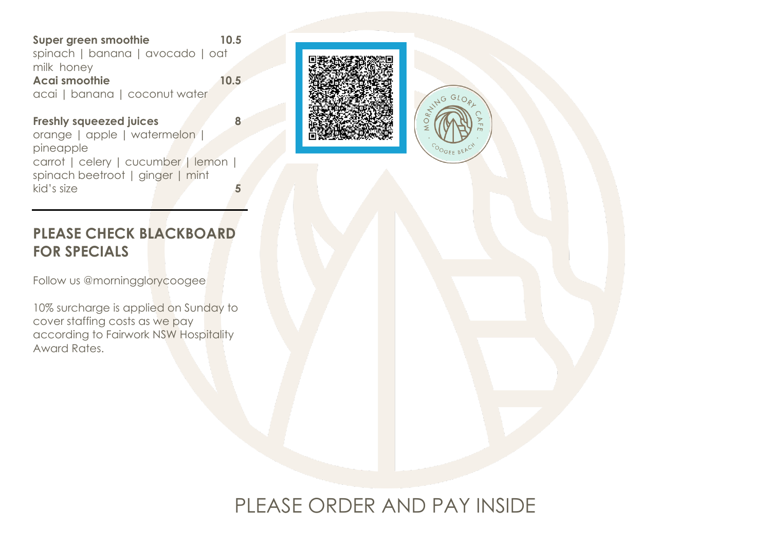**Super green smoothie** **10.5**
spinach | banana | avocado | oat milk honey

**Acai smoothie** **10.5**
acai | banana | coconut water

**Freshly squeezed juices** **8**
orange | apple | watermelon | pineapple
carrot | celery | cucumber | lemon | spinach beetroot | ginger | mint
kid's size **5**

---

## PLEASE CHECK BLACKBOARD FOR SPECIALS

Follow us @morninggloryCoogee

10% surcharge is applied on Sunday to cover staffing costs as we pay according to Fairwork NSW Hospitality Award Rates.

MORNING GLORY CAFE · COOGEE BEACH ·

PLEASE ORDER AND PAY INSIDE